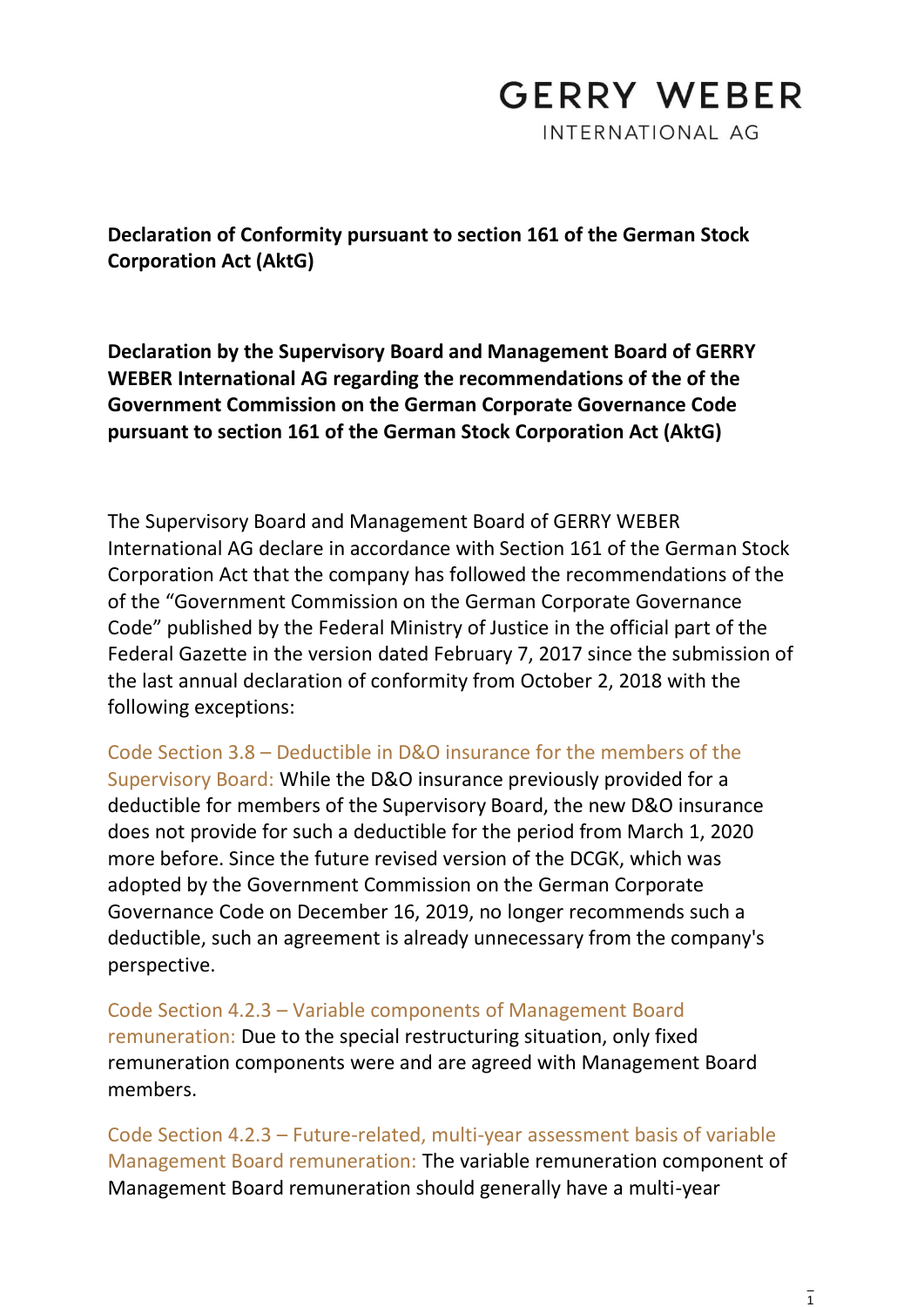GERRY WEBER

INTERNATIONAL AG

**Declaration of Conformity pursuant to section 161 of the German Stock Corporation Act (AktG)**

**Declaration by the Supervisory Board and Management Board of GERRY WEBER International AG regarding the recommendations of the of the Government Commission on the German Corporate Governance Code pursuant to section 161 of the German Stock Corporation Act (AktG)**

The Supervisory Board and Management Board of GERRY WEBER International AG declare in accordance with Section 161 of the German Stock Corporation Act that the company has followed the recommendations of the of the "Government Commission on the German Corporate Governance Code" published by the Federal Ministry of Justice in the official part of the Federal Gazette in the version dated February 7, 2017 since the submission of the last annual declaration of conformity from October 2, 2018 with the following exceptions:

Code Section 3.8 – Deductible in D&O insurance for the members of the Supervisory Board: While the D&O insurance previously provided for a deductible for members of the Supervisory Board, the new D&O insurance does not provide for such a deductible for the period from March 1, 2020 more before. Since the future revised version of the DCGK, which was adopted by the Government Commission on the German Corporate Governance Code on December 16, 2019, no longer recommends such a deductible, such an agreement is already unnecessary from the company's perspective.

Code Section 4.2.3 – Variable components of Management Board remuneration: Due to the special restructuring situation, only fixed remuneration components were and are agreed with Management Board members.

Code Section 4.2.3 – Future-related, multi-year assessment basis of variable Management Board remuneration: The variable remuneration component of Management Board remuneration should generally have a multi-year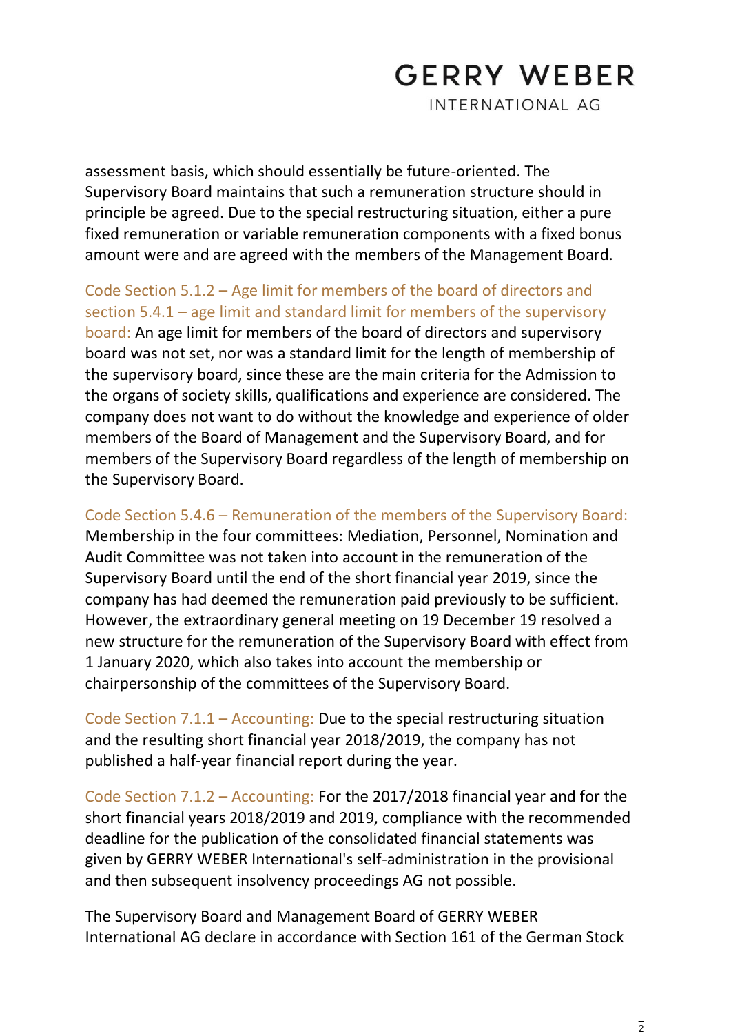assessment basis, which should essentially be future-oriented. The Supervisory Board maintains that such a remuneration structure should in principle be agreed. Due to the special restructuring situation, either a pure fixed remuneration or variable remuneration components with a fixed bonus amount were and are agreed with the members of the Management Board.

Code Section 5.1.2 – Age limit for members of the board of directors and section 5.4.1 – age limit and standard limit for members of the supervisory board: An age limit for members of the board of directors and supervisory board was not set, nor was a standard limit for the length of membership of the supervisory board, since these are the main criteria for the Admission to the organs of society skills, qualifications and experience are considered. The company does not want to do without the knowledge and experience of older members of the Board of Management and the Supervisory Board, and for members of the Supervisory Board regardless of the length of membership on the Supervisory Board.

Code Section 5.4.6 – Remuneration of the members of the Supervisory Board: Membership in the four committees: Mediation, Personnel, Nomination and Audit Committee was not taken into account in the remuneration of the Supervisory Board until the end of the short financial year 2019, since the company has had deemed the remuneration paid previously to be sufficient. However, the extraordinary general meeting on 19 December 19 resolved a new structure for the remuneration of the Supervisory Board with effect from 1 January 2020, which also takes into account the membership or chairpersonship of the committees of the Supervisory Board.

Code Section 7.1.1 – Accounting: Due to the special restructuring situation and the resulting short financial year 2018/2019, the company has not published a half-year financial report during the year.

Code Section 7.1.2 – Accounting: For the 2017/2018 financial year and for the short financial years 2018/2019 and 2019, compliance with the recommended deadline for the publication of the consolidated financial statements was given by GERRY WEBER International's self-administration in the provisional and then subsequent insolvency proceedings AG not possible.

The Supervisory Board and Management Board of GERRY WEBER International AG declare in accordance with Section 161 of the German Stock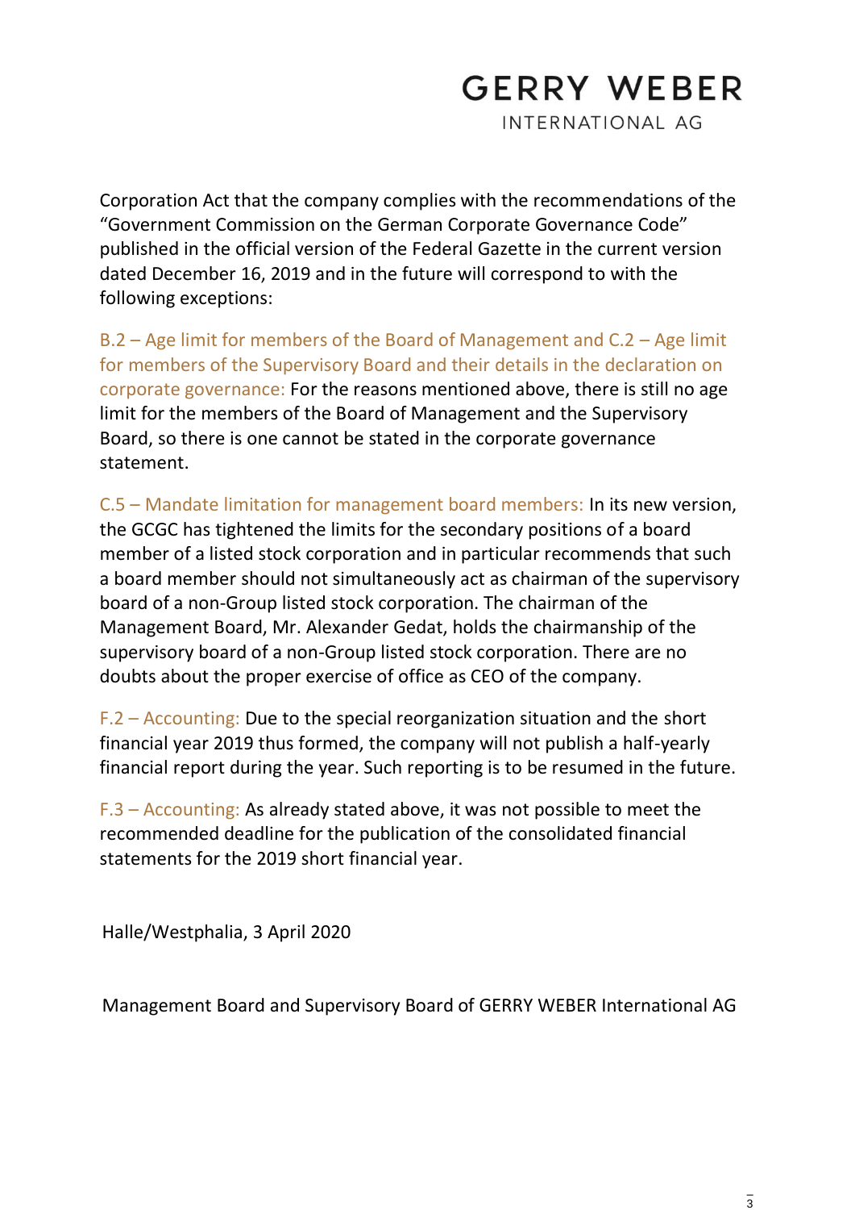Corporation Act that the company complies with the recommendations of the "Government Commission on the German Corporate Governance Code" published in the official version of the Federal Gazette in the current version dated December 16, 2019 and in the future will correspond to with the following exceptions:

B.2 – Age limit for members of the Board of Management and C.2 – Age limit for members of the Supervisory Board and their details in the declaration on corporate governance: For the reasons mentioned above, there is still no age limit for the members of the Board of Management and the Supervisory Board, so there is one cannot be stated in the corporate governance statement.

C.5 – Mandate limitation for management board members: In its new version, the GCGC has tightened the limits for the secondary positions of a board member of a listed stock corporation and in particular recommends that such a board member should not simultaneously act as chairman of the supervisory board of a non-Group listed stock corporation. The chairman of the Management Board, Mr. Alexander Gedat, holds the chairmanship of the supervisory board of a non-Group listed stock corporation. There are no doubts about the proper exercise of office as CEO of the company.

F.2 – Accounting: Due to the special reorganization situation and the short financial year 2019 thus formed, the company will not publish a half-yearly financial report during the year. Such reporting is to be resumed in the future.

F.3 – Accounting: As already stated above, it was not possible to meet the recommended deadline for the publication of the consolidated financial statements for the 2019 short financial year.

Halle/Westphalia, 3 April 2020

Management Board and Supervisory Board of GERRY WEBER International AG